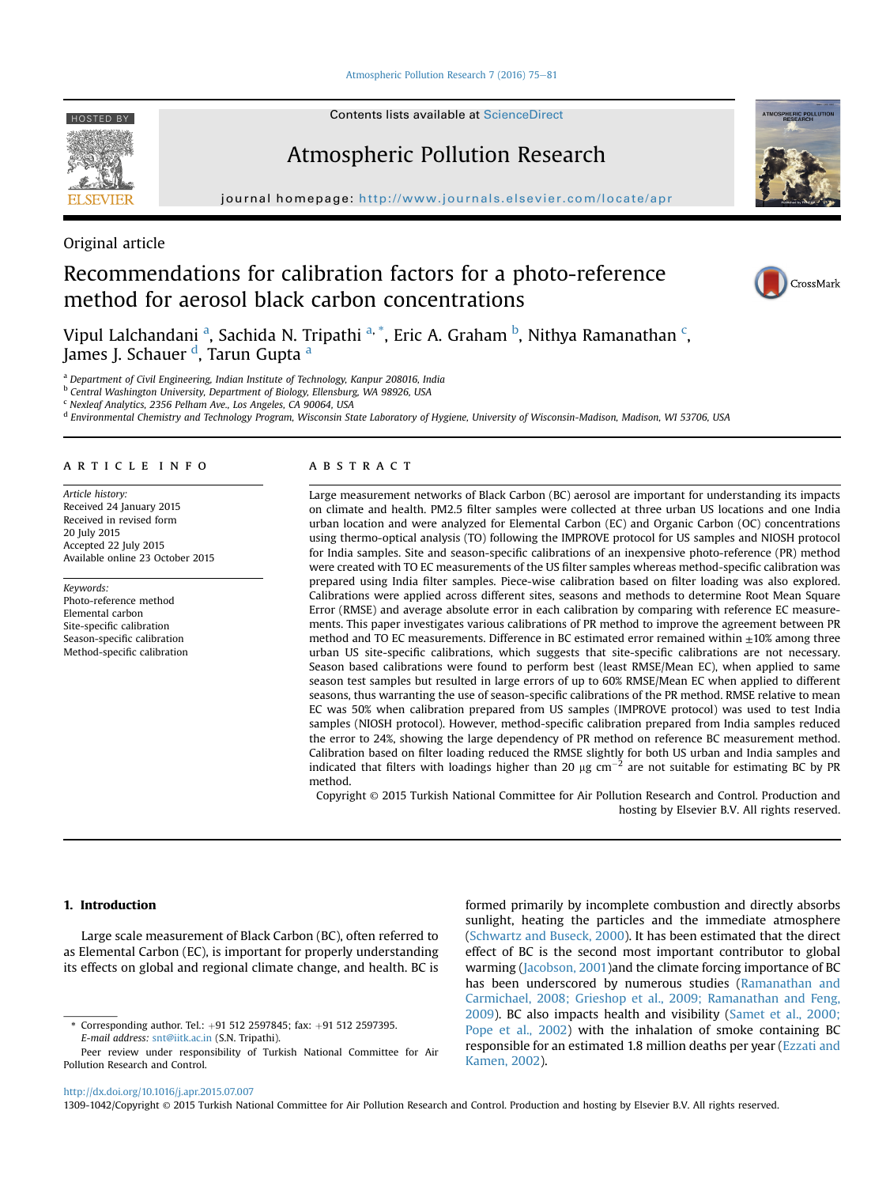Original article

# Recommendations for calibration factors for a photo-reference method for aerosol black carbon concentrations

Vipul Lalchandani [a], Sachida N. Tripathi [a,*], Eric A. Graham [b], Nithya Ramanathan [c], James J. Schauer [d], Tarun Gupta [a]

[a] Department of Civil Engineering, Indian Institute of Technology, Kanpur 208016, India
[b] Central Washington University, Department of Biology, Ellensburg, WA 98926, USA
[c] Nexleaf Analytics, 2356 Pelham Ave., Los Angeles, CA 90064, USA
[d] Environmental Chemistry and Technology Program, Wisconsin State Laboratory of Hygiene, University of Wisconsin-Madison, Madison, WI 53706, USA

## ARTICLE INFO

*Article history:*
Received 24 January 2015
Received in revised form 20 July 2015
Accepted 22 July 2015
Available online 23 October 2015

*Keywords:*
Photo-reference method
Elemental carbon
Site-specific calibration
Season-specific calibration
Method-specific calibration

## ABSTRACT

Large measurement networks of Black Carbon (BC) aerosol are important for understanding its impacts on climate and health. PM2.5 filter samples were collected at three urban US locations and one India urban location and were analyzed for Elemental Carbon (EC) and Organic Carbon (OC) concentrations using thermo-optical analysis (TO) following the IMPROVE protocol for US samples and NIOSH protocol for India samples. Site and season-specific calibrations of an inexpensive photo-reference (PR) method were created with TO EC measurements of the US filter samples whereas method-specific calibration was prepared using India filter samples. Piece-wise calibration based on filter loading was also explored. Calibrations were applied across different sites, seasons and methods to determine Root Mean Square Error (RMSE) and average absolute error in each calibration by comparing with reference EC measurements. This paper investigates various calibrations of PR method to improve the agreement between PR method and TO EC measurements. Difference in BC estimated error remained within ±10% among three urban US site-specific calibrations, which suggests that site-specific calibrations are not necessary. Season based calibrations were found to perform best (least RMSE/Mean EC), when applied to same season test samples but resulted in large errors of up to 60% RMSE/Mean EC when applied to different seasons, thus warranting the use of season-specific calibrations of the PR method. RMSE relative to mean EC was 50% when calibration prepared from US samples (IMPROVE protocol) was used to test India samples (NIOSH protocol). However, method-specific calibration prepared from India samples reduced the error to 24%, showing the large dependency of PR method on reference EC measurement method. Calibration based on filter loading reduced the RMSE slightly for both US urban and India samples and indicated that filters with loadings higher than 20 μg cm$^{-2}$ are not suitable for estimating BC by PR method.

Copyright © 2015 Turkish National Committee for Air Pollution Research and Control. Production and hosting by Elsevier B.V. All rights reserved.

## 1. Introduction

Large scale measurement of Black Carbon (BC), often referred to as Elemental Carbon (EC), is important for properly understanding its effects on global and regional climate change, and health. BC is formed primarily by incomplete combustion and directly absorbs sunlight, heating the particles and the immediate atmosphere (Schwartz and Buseck, 2000). It has been estimated that the direct effect of BC is the second most important contributor to global warming (Jacobson, 2001)and the climate forcing importance of BC has been underscored by numerous studies (Ramanathan and Carmichael, 2008; Grieshop et al., 2009; Ramanathan and Feng, 2009). BC also impacts health and visibility (Samet et al., 2000; Pope et al., 2002) with the inhalation of smoke containing BC responsible for an estimated 1.8 million deaths per year (Ezzati and Kamen, 2002).

\* Corresponding author. Tel.: +91 512 2597845; fax: +91 512 2597395.
*E-mail address:* snt@iitk.ac.in (S.N. Tripathi).
Peer review under responsibility of Turkish National Committee for Air Pollution Research and Control.

http://dx.doi.org/10.1016/j.apr.2015.07.007
1309-1042/Copyright © 2015 Turkish National Committee for Air Pollution Research and Control. Production and hosting by Elsevier B.V. All rights reserved.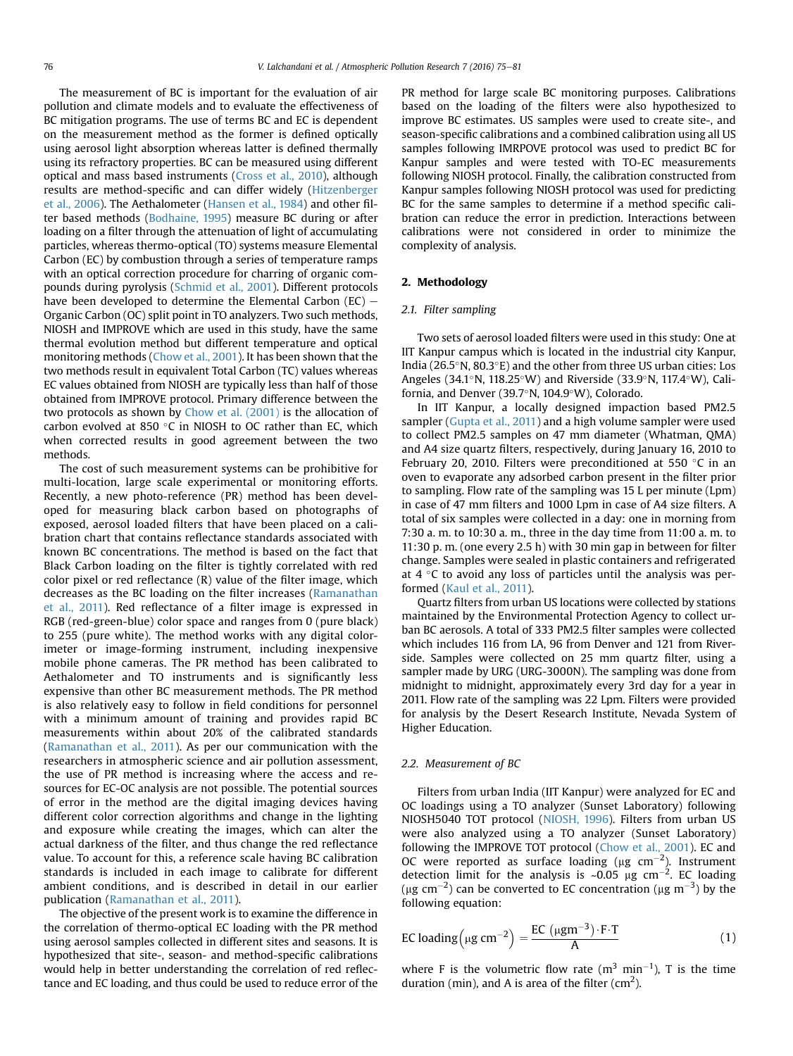The measurement of BC is important for the evaluation of air pollution and climate models and to evaluate the effectiveness of BC mitigation programs. The use of terms BC and EC is dependent on the measurement method as the former is defined optically using aerosol light absorption whereas latter is defined thermally using its refractory properties. BC can be measured using different optical and mass based instruments (Cross et al., 2010), although results are method-specific and can differ widely (Hitzenberger et al., 2006). The Aethalometer (Hansen et al., 1984) and other filter based methods (Bodhaine, 1995) measure BC during or after loading on a filter through the attenuation of light of accumulating particles, whereas thermo-optical (TO) systems measure Elemental Carbon (EC) by combustion through a series of temperature ramps with an optical correction procedure for charring of organic compounds during pyrolysis (Schmid et al., 2001). Different protocols have been developed to determine the Elemental Carbon (EC) – Organic Carbon (OC) split point in TO analyzers. Two such methods, NIOSH and IMPROVE which are used in this study, have the same thermal evolution method but different temperature and optical monitoring methods (Chow et al., 2001). It has been shown that the two methods result in equivalent Total Carbon (TC) values whereas EC values obtained from NIOSH are typically less than half of those obtained from IMPROVE protocol. Primary difference between the two protocols as shown by Chow et al. (2001) is the allocation of carbon evolved at 850 °C in NIOSH to OC rather than EC, which when corrected results in good agreement between the two methods.

The cost of such measurement systems can be prohibitive for multi-location, large scale experimental or monitoring efforts. Recently, a new photo-reference (PR) method has been developed for measuring black carbon based on photographs of exposed, aerosol loaded filters that have been placed on a calibration chart that contains reflectance standards associated with known BC concentrations. The method is based on the fact that Black Carbon loading on the filter is tightly correlated with red color pixel or red reflectance (R) value of the filter image, which decreases as the BC loading on the filter increases (Ramanathan et al., 2011). Red reflectance of a filter image is expressed in RGB (red-green-blue) color space and ranges from 0 (pure black) to 255 (pure white). The method works with any digital colorimeter or image-forming instrument, including inexpensive mobile phone cameras. The PR method has been calibrated to Aethalometer and TO instruments and is significantly less expensive than other BC measurement methods. The PR method is also relatively easy to follow in field conditions for personnel with a minimum amount of training and provides rapid BC measurements within about 20% of the calibrated standards (Ramanathan et al., 2011). As per our communication with the researchers in atmospheric science and air pollution assessment, the use of PR method is increasing where the access and resources for EC-OC analysis are not possible. The potential sources of error in the method are the digital imaging devices having different color correction algorithms and change in the lighting and exposure while creating the images, which can alter the actual darkness of the filter, and thus change the red reflectance value. To account for this, a reference scale having BC calibration standards is included in each image to calibrate for different ambient conditions, and is described in detail in our earlier publication (Ramanathan et al., 2011).

The objective of the present work is to examine the difference in the correlation of thermo-optical EC loading with the PR method using aerosol samples collected in different sites and seasons. It is hypothesized that site-, season- and method-specific calibrations would help in better understanding the correlation of red reflectance and EC loading, and thus could be used to reduce error of the PR method for large scale BC monitoring purposes. Calibrations based on the loading of the filters were also hypothesized to improve BC estimates. US samples were used to create site-, and season-specific calibrations and a combined calibration using all US samples following IMRPOVE protocol was used to predict BC for Kanpur samples and were tested with TO-EC measurements following NIOSH protocol. Finally, the calibration constructed from Kanpur samples following NIOSH protocol was used for predicting BC for the same samples to determine if a method specific calibration can reduce the error in prediction. Interactions between calibrations were not considered in order to minimize the complexity of analysis.

## 2. Methodology

### 2.1. Filter sampling

Two sets of aerosol loaded filters were used in this study: One at IIT Kanpur campus which is located in the industrial city Kanpur, India (26.5°N, 80.3°E) and the other from three US urban cities: Los Angeles (34.1°N, 118.25°W) and Riverside (33.9°N, 117.4°W), California, and Denver (39.7°N, 104.9°W), Colorado.

In IIT Kanpur, a locally designed impaction based PM2.5 sampler (Gupta et al., 2011) and a high volume sampler were used to collect PM2.5 samples on 47 mm diameter (Whatman, QMA) and A4 size quartz filters, respectively, during January 16, 2010 to February 20, 2010. Filters were preconditioned at 550 °C in an oven to evaporate any adsorbed carbon present in the filter prior to sampling. Flow rate of the sampling was 15 L per minute (Lpm) in case of 47 mm filters and 1000 Lpm in case of A4 size filters. A total of six samples were collected in a day: one in morning from 7:30 a. m. to 10:30 a. m., three in the day time from 11:00 a. m. to 11:30 p. m. (one every 2.5 h) with 30 min gap in between for filter change. Samples were sealed in plastic containers and refrigerated at 4 °C to avoid any loss of particles until the analysis was performed (Kaul et al., 2011).

Quartz filters from urban US locations were collected by stations maintained by the Environmental Protection Agency to collect urban BC aerosols. A total of 333 PM2.5 filter samples were collected which includes 116 from LA, 96 from Denver and 121 from Riverside. Samples were collected on 25 mm quartz filter, using a sampler made by URG (URG-3000N). The sampling was done from midnight to midnight, approximately every 3rd day for a year in 2011. Flow rate of the sampling was 22 Lpm. Filters were provided for analysis by the Desert Research Institute, Nevada System of Higher Education.

### 2.2. Measurement of BC

Filters from urban India (IIT Kanpur) were analyzed for EC and OC loadings using a TO analyzer (Sunset Laboratory) following NIOSH5040 TOT protocol (NIOSH, 1996). Filters from urban US were also analyzed using a TO analyzer (Sunset Laboratory) following the IMPROVE TOT protocol (Chow et al., 2001). EC and OC were reported as surface loading ($\mu g\ cm^{-2}$). Instrument detection limit for the analysis is ~0.05 $\mu g\ cm^{-2}$. EC loading ($\mu g\ cm^{-2}$) can be converted to EC concentration ($\mu g\ m^{-3}$) by the following equation:

$$\text{EC loading}\left(\mu g\ cm^{-2}\right) = \frac{\text{EC}\ (\mu g m^{-3}) \cdot F \cdot T}{A} \tag{1}$$

where F is the volumetric flow rate ($m^3\ min^{-1}$), T is the time duration (min), and A is area of the filter ($cm^2$).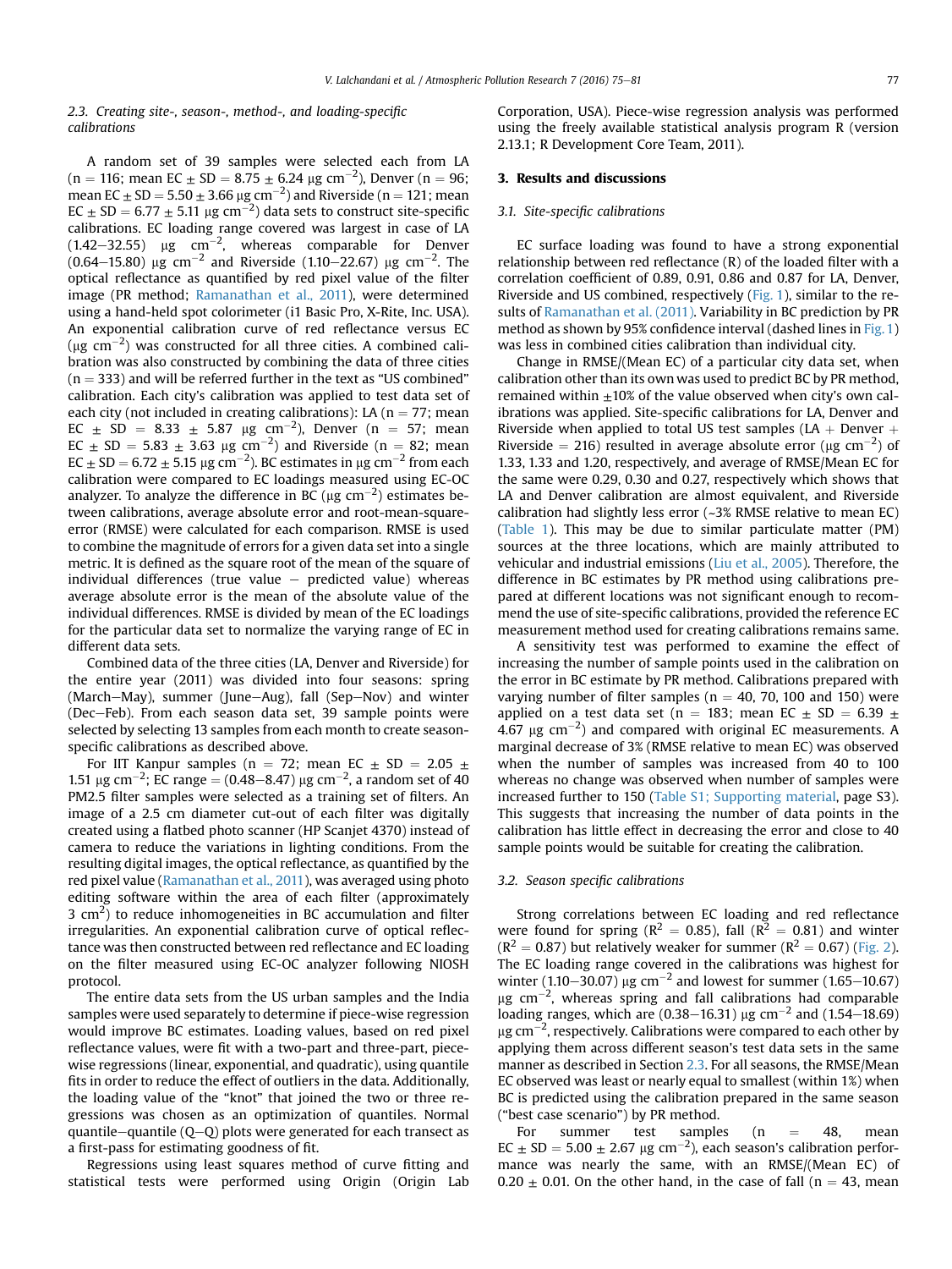### 2.3. Creating site-, season-, method-, and loading-specific calibrations

A random set of 39 samples were selected each from LA (n = 116; mean EC ± SD = 8.75 ± 6.24 μg $cm^{-2}$), Denver (n = 96; mean EC ± SD = 5.50 ± 3.66 μg $cm^{-2}$) and Riverside (n = 121; mean EC ± SD = 6.77 ± 5.11 μg $cm^{-2}$) data sets to construct site-specific calibrations. EC loading range covered was largest in case of LA (1.42–32.55) μg $cm^{-2}$, whereas comparable for Denver (0.64–15.80) μg $cm^{-2}$ and Riverside (1.10–22.67) μg $cm^{-2}$. The optical reflectance as quantified by red pixel value of the filter image (PR method; Ramanathan et al., 2011), were determined using a hand-held spot colorimeter (i1 Basic Pro, X-Rite, Inc. USA). An exponential calibration curve of red reflectance versus EC (μg $cm^{-2}$) was constructed for all three cities. A combined calibration was also constructed by combining the data of three cities (n = 333) and will be referred further in the text as "US combined" calibration. Each city's calibration was applied to test data set of each city (not included in creating calibrations): LA (n = 77; mean EC ± SD = 8.33 ± 5.87 μg $cm^{-2}$), Denver (n = 57; mean EC ± SD = 5.83 ± 3.63 μg $cm^{-2}$) and Riverside (n = 82; mean EC ± SD = 6.72 ± 5.15 μg $cm^{-2}$). BC estimates in μg $cm^{-2}$ from each calibration were compared to EC loadings measured using EC-OC analyzer. To analyze the difference in BC (μg $cm^{-2}$) estimates between calibrations, average absolute error and root-mean-square-error (RMSE) were calculated for each comparison. RMSE is used to combine the magnitude of errors for a given data set into a single metric. It is defined as the square root of the mean of the square of individual differences (true value − predicted value) whereas average absolute error is the mean of the absolute value of the individual differences. RMSE is divided by mean of the EC loadings for the particular data set to normalize the varying range of EC in different data sets.

Combined data of the three cities (LA, Denver and Riverside) for the entire year (2011) was divided into four seasons: spring (March–May), summer (June–Aug), fall (Sep–Nov) and winter (Dec–Feb). From each season data set, 39 sample points were selected by selecting 13 samples from each month to create season-specific calibrations as described above.

For IIT Kanpur samples (n = 72; mean EC ± SD = 2.05 ± 1.51 μg $cm^{-2}$; EC range = (0.48–8.47) μg $cm^{-2}$, a random set of 40 PM2.5 filter samples were selected as a training set of filters. An image of a 2.5 cm diameter cut-out of each filter was digitally created using a flatbed photo scanner (HP Scanjet 4370) instead of camera to reduce the variations in lighting conditions. From the resulting digital images, the optical reflectance, as quantified by the red pixel value (Ramanathan et al., 2011), was averaged using photo editing software within the area of each filter (approximately 3 $cm^2$) to reduce inhomogeneities in BC accumulation and filter irregularities. An exponential calibration curve of optical reflectance was then constructed between red reflectance and EC loading on the filter measured using EC-OC analyzer following NIOSH protocol.

The entire data sets from the US urban samples and the India samples were used separately to determine if piece-wise regression would improve BC estimates. Loading values, based on red pixel reflectance values, were fit with a two-part and three-part, piece-wise regressions (linear, exponential, and quadratic), using quantile fits in order to reduce the effect of outliers in the data. Additionally, the loading value of the "knot" that joined the two or three regressions was chosen as an optimization of quantiles. Normal quantile–quantile (Q–Q) plots were generated for each transect as a first-pass for estimating goodness of fit.

Regressions using least squares method of curve fitting and statistical tests were performed using Origin (Origin Lab Corporation, USA). Piece-wise regression analysis was performed using the freely available statistical analysis program R (version 2.13.1; R Development Core Team, 2011).

## 3. Results and discussions

### 3.1. Site-specific calibrations

EC surface loading was found to have a strong exponential relationship between red reflectance (R) of the loaded filter with a correlation coefficient of 0.89, 0.91, 0.86 and 0.87 for LA, Denver, Riverside and US combined, respectively (Fig. 1), similar to the results of Ramanathan et al. (2011). Variability in BC prediction by PR method as shown by 95% confidence interval (dashed lines in Fig. 1) was less in combined cities calibration than individual city.

Change in RMSE/(Mean EC) of a particular city data set, when calibration other than its own was used to predict BC by PR method, remained within ±10% of the value observed when city's own calibrations was applied. Site-specific calibrations for LA, Denver and Riverside when applied to total US test samples (LA + Denver + Riverside = 216) resulted in average absolute error (μg $cm^{-2}$) of 1.33, 1.33 and 1.20, respectively, and average of RMSE/Mean EC for the same were 0.29, 0.30 and 0.27, respectively which shows that LA and Denver calibration are almost equivalent, and Riverside calibration had slightly less error (~3% RMSE relative to mean EC) (Table 1). This may be due to similar particulate matter (PM) sources at the three locations, which are mainly attributed to vehicular and industrial emissions (Liu et al., 2005). Therefore, the difference in BC estimates by PR method using calibrations prepared at different locations was not significant enough to recommend the use of site-specific calibrations, provided the reference EC measurement method used for creating calibrations remains same.

A sensitivity test was performed to examine the effect of increasing the number of sample points used in the calibration on the error in BC estimate by PR method. Calibrations prepared with varying number of filter samples (n = 40, 70, 100 and 150) were applied on a test data set (n = 183; mean EC ± SD = 6.39 ± 4.67 μg $cm^{-2}$) and compared with original EC measurements. A marginal decrease of 3% (RMSE relative to mean EC) was observed when the number of samples was increased from 40 to 100 whereas no change was observed when number of samples were increased further to 150 (Table S1; Supporting material, page S3). This suggests that increasing the number of data points in the calibration has little effect in decreasing the error and close to 40 sample points would be suitable for creating the calibration.

### 3.2. Season specific calibrations

Strong correlations between EC loading and red reflectance were found for spring ($R^2$ = 0.85), fall ($R^2$ = 0.81) and winter ($R^2$ = 0.87) but relatively weaker for summer ($R^2$ = 0.67) (Fig. 2). The EC loading range covered in the calibrations was highest for winter (1.10–30.07) μg $cm^{-2}$ and lowest for summer (1.65–10.67) μg $cm^{-2}$, whereas spring and fall calibrations had comparable loading ranges, which are (0.38–16.31) μg $cm^{-2}$ and (1.54–18.69) μg $cm^{-2}$, respectively. Calibrations were compared to each other by applying them across different season's test data sets in the same manner as described in Section 2.3. For all seasons, the RMSE/Mean EC observed was least or nearly equal to smallest (within 1%) when BC is predicted using the calibration prepared in the same season ("best case scenario") by PR method.

For summer test samples (n = 48, mean EC ± SD = 5.00 ± 2.67 μg $cm^{-2}$), each season's calibration performance was nearly the same, with an RMSE/(Mean EC) of 0.20 ± 0.01. On the other hand, in the case of fall (n = 43, mean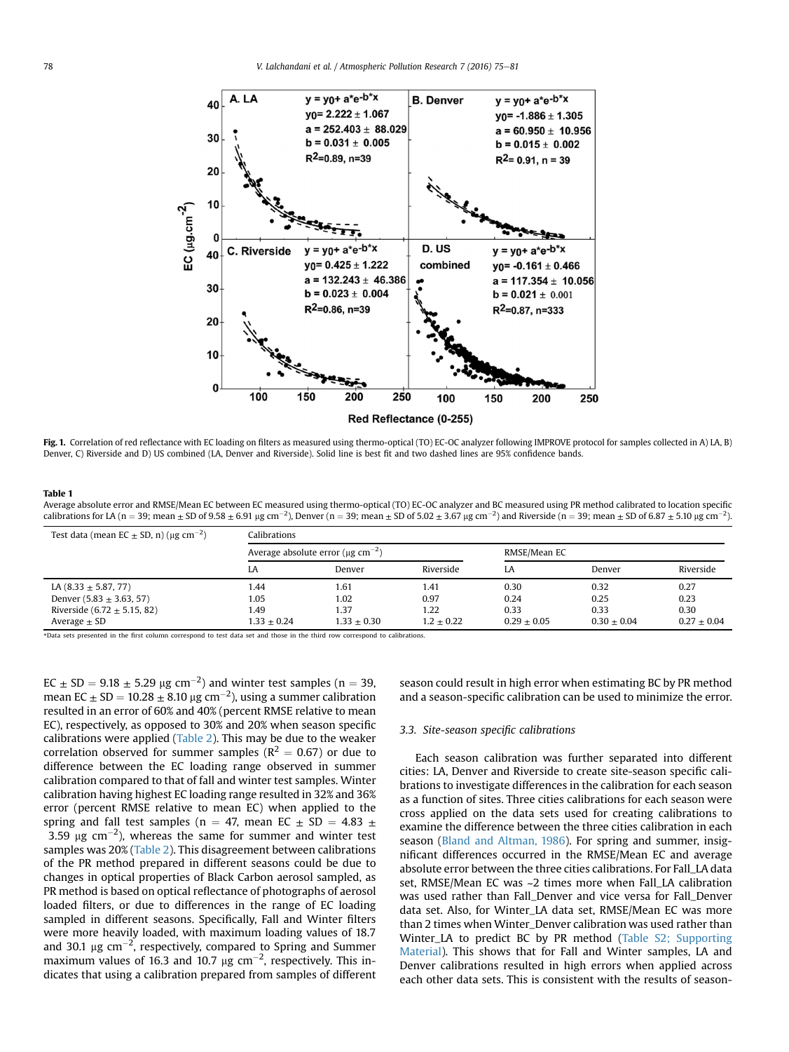**Fig. 1.** Correlation of red reflectance with EC loading on filters as measured using thermo-optical (TO) EC-OC analyzer following IMPROVE protocol for samples collected in A) LA, B) Denver, C) Riverside and D) US combined (LA, Denver and Riverside). Solid line is best fit and two dashed lines are 95% confidence bands.

**Table 1**

Average absolute error and RMSE/Mean EC between EC measured using thermo-optical (TO) EC-OC analyzer and BC measured using PR method calibrated to location specific calibrations for LA (n = 39; mean ± SD of 9.58 ± 6.91 μg cm$^{-2}$), Denver (n = 39; mean ± SD of 5.02 ± 3.67 μg cm$^{-2}$) and Riverside (n = 39; mean ± SD of 6.87 ± 5.10 μg cm$^{-2}$).

| Test data (mean EC ± SD, n) (μg cm$^{-2}$) | Calibrations | | | | | |
|---|---|---|---|---|---|---|
| | Average absolute error (μg cm$^{-2}$) | | | RMSE/Mean EC | | |
| | LA | Denver | Riverside | LA | Denver | Riverside |
| LA (8.33 ± 5.87, 77) | 1.44 | 1.61 | 1.41 | 0.30 | 0.32 | 0.27 |
| Denver (5.83 ± 3.63, 57) | 1.05 | 1.02 | 0.97 | 0.24 | 0.25 | 0.23 |
| Riverside (6.72 ± 5.15, 82) | 1.49 | 1.37 | 1.22 | 0.33 | 0.33 | 0.30 |
| Average ± SD | 1.33 ± 0.24 | 1.33 ± 0.30 | 1.2 ± 0.22 | 0.29 ± 0.05 | 0.30 ± 0.04 | 0.27 ± 0.04 |

*Data sets presented in the first column correspond to test data set and those in the third row correspond to calibrations.

EC ± SD = 9.18 ± 5.29 μg cm$^{-2}$) and winter test samples (n = 39, mean EC ± SD = 10.28 ± 8.10 μg cm$^{-2}$), using a summer calibration resulted in an error of 60% and 40% (percent RMSE relative to mean EC), respectively, as opposed to 30% and 20% when season specific calibrations were applied (Table 2). This may be due to the weaker correlation observed for summer samples ($R^2$ = 0.67) or due to difference between the EC loading range observed in summer calibration compared to that of fall and winter test samples. Winter calibration having highest EC loading range resulted in 32% and 36% error (percent RMSE relative to mean EC) when applied to the spring and fall test samples (n = 47, mean EC ± SD = 4.83 ± 3.59 μg cm$^{-2}$), whereas the same for summer and winter test samples was 20% (Table 2). This disagreement between calibrations of the PR method prepared in different seasons could be due to changes in optical properties of Black Carbon aerosol sampled, as PR method is based on optical reflectance of photographs of aerosol loaded filters, or due to differences in the range of EC loading sampled in different seasons. Specifically, Fall and Winter filters were more heavily loaded, with maximum loading values of 18.7 and 30.1 μg cm$^{-2}$, respectively, compared to Spring and Summer maximum values of 16.3 and 10.7 μg cm$^{-2}$, respectively. This indicates that using a calibration prepared from samples of different season could result in high error when estimating BC by PR method and a season-specific calibration can be used to minimize the error.

### 3.3. Site-season specific calibrations

Each season calibration was further separated into different cities: LA, Denver and Riverside to create site-season specific calibrations to investigate differences in the calibration for each season as a function of sites. Three cities calibrations for each season were cross applied on the data sets used for creating calibrations to examine the difference between the three cities calibration in each season (Bland and Altman, 1986). For spring and summer, insignificant differences occurred in the RMSE/Mean EC and average absolute error between the three cities calibrations. For Fall_LA data set, RMSE/Mean EC was ~2 times more when Fall_LA calibration was used rather than Fall_Denver and vice versa for Fall_Denver data set. Also, for Winter_LA data set, RMSE/Mean EC was more than 2 times when Winter_Denver calibration was used rather than Winter_LA to predict BC by PR method (Table S2; Supporting Material). This shows that for Fall and Winter samples, LA and Denver calibrations resulted in high errors when applied across each other data sets. This is consistent with the results of season-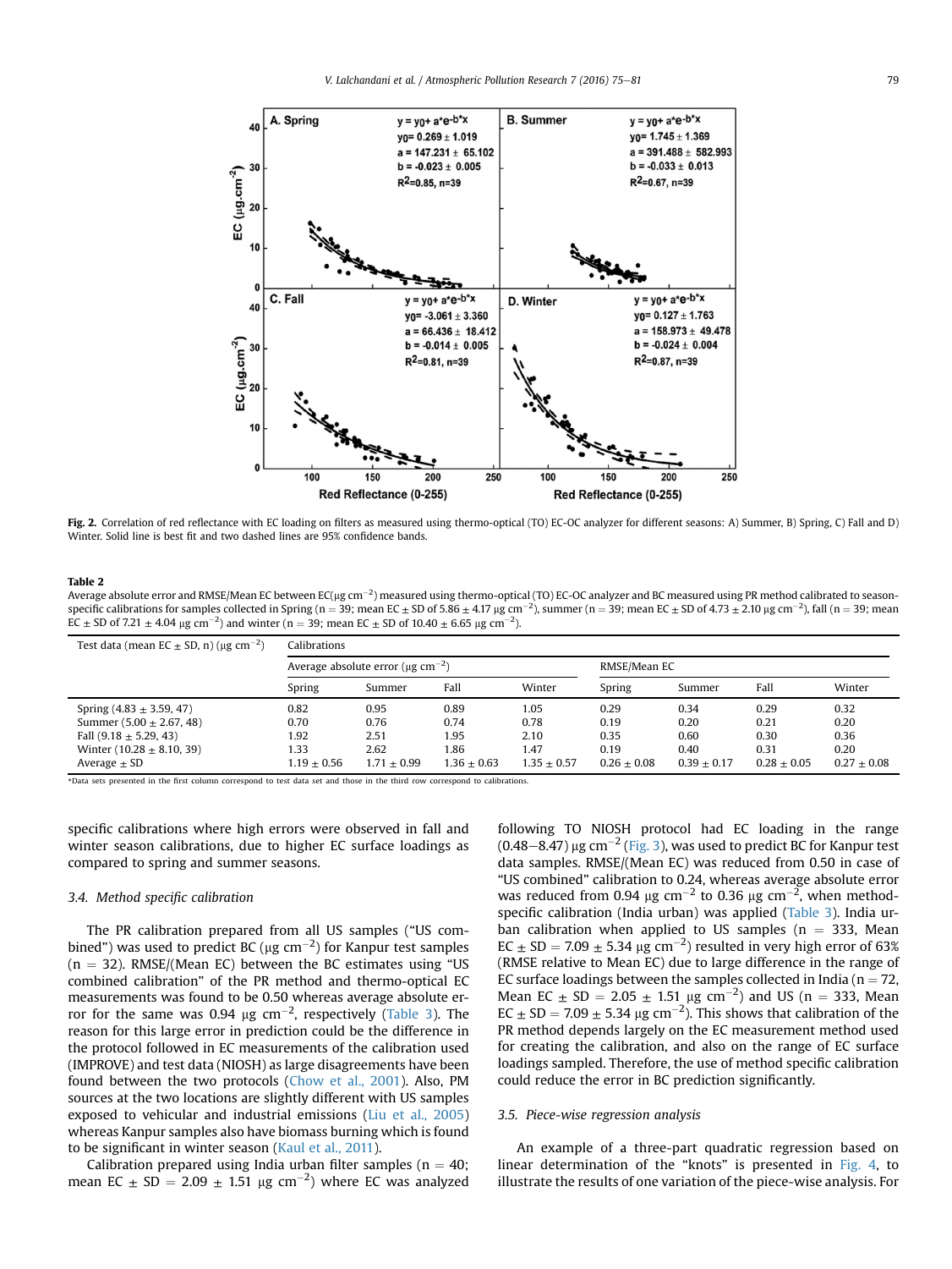Fig. 2. Correlation of red reflectance with EC loading on filters as measured using thermo-optical (TO) EC-OC analyzer for different seasons: A) Summer, B) Spring, C) Fall and D) Winter. Solid line is best fit and two dashed lines are 95% confidence bands.

**Table 2**

Average absolute error and RMSE/Mean EC between EC($\mu g\ cm^{-2}$) measured using thermo-optical (TO) EC-OC analyzer and BC measured using PR method calibrated to season-specific calibrations for samples collected in Spring ($n = 39$; mean EC ± SD of 5.86 ± 4.17 $\mu g\ cm^{-2}$), summer ($n = 39$; mean EC ± SD of 4.73 ± 2.10 $\mu g\ cm^{-2}$), fall ($n = 39$; mean EC ± SD of 7.21 ± 4.04 $\mu g\ cm^{-2}$) and winter ($n = 39$; mean EC ± SD of 10.40 ± 6.65 $\mu g\ cm^{-2}$).

| Test data (mean EC ± SD, n) ($\mu g\ cm^{-2}$) | Calibrations | | | | | | | |
|---|---|---|---|---|---|---|---|---|
| | Average absolute error ($\mu g\ cm^{-2}$) | | | | RMSE/Mean EC | | | |
| | Spring | Summer | Fall | Winter | Spring | Summer | Fall | Winter |
| Spring (4.83 ± 3.59, 47) | 0.82 | 0.95 | 0.89 | 1.05 | 0.29 | 0.34 | 0.29 | 0.32 |
| Summer (5.00 ± 2.67, 48) | 0.70 | 0.76 | 0.74 | 0.78 | 0.19 | 0.20 | 0.21 | 0.20 |
| Fall (9.18 ± 5.29, 43) | 1.92 | 2.51 | 1.95 | 2.10 | 0.35 | 0.60 | 0.30 | 0.36 |
| Winter (10.28 ± 8.10, 39) | 1.33 | 2.62 | 1.86 | 1.47 | 0.19 | 0.40 | 0.31 | 0.20 |
| Average ± SD | 1.19 ± 0.56 | 1.71 ± 0.99 | 1.36 ± 0.63 | 1.35 ± 0.57 | 0.26 ± 0.08 | 0.39 ± 0.17 | 0.28 ± 0.05 | 0.27 ± 0.08 |

*Data sets presented in the first column correspond to test data set and those in the third row correspond to calibrations.

specific calibrations where high errors were observed in fall and winter season calibrations, due to higher EC surface loadings as compared to spring and summer seasons.

### 3.4. Method specific calibration

The PR calibration prepared from all US samples ("US combined") was used to predict BC ($\mu g\ cm^{-2}$) for Kanpur test samples ($n = 32$). RMSE/(Mean EC) between the BC estimates using "US combined calibration" of the PR method and thermo-optical EC measurements was found to be 0.50 whereas average absolute error for the same was 0.94 $\mu g\ cm^{-2}$, respectively (Table 3). The reason for this large error in prediction could be the difference in the protocol followed in EC measurements of the calibration used (IMPROVE) and test data (NIOSH) as large disagreements have been found between the two protocols (Chow et al., 2001). Also, PM sources at the two locations are slightly different with US samples exposed to vehicular and industrial emissions (Liu et al., 2005) whereas Kanpur samples also have biomass burning which is found to be significant in winter season (Kaul et al., 2011).

Calibration prepared using India urban filter samples ($n = 40$; mean EC ± SD = 2.09 ± 1.51 $\mu g\ cm^{-2}$) where EC was analyzed following TO NIOSH protocol had EC loading in the range (0.48–8.47) $\mu g\ cm^{-2}$ (Fig. 3), was used to predict BC for Kanpur test data samples. RMSE/(Mean EC) was reduced from 0.50 in case of "US combined" calibration to 0.24, whereas average absolute error was reduced from 0.94 $\mu g\ cm^{-2}$ to 0.36 $\mu g\ cm^{-2}$, when method-specific calibration (India urban) was applied (Table 3). India urban calibration when applied to US samples ($n = 333$, Mean EC ± SD = 7.09 ± 5.34 $\mu g\ cm^{-2}$) resulted in very high error of 63% (RMSE relative to Mean EC) due to large difference in the range of EC surface loadings between the samples collected in India ($n = 72$, Mean EC ± SD = 2.05 ± 1.51 $\mu g\ cm^{-2}$) and US ($n = 333$, Mean EC ± SD = 7.09 ± 5.34 $\mu g\ cm^{-2}$). This shows that calibration of the PR method depends largely on the EC measurement method used for creating the calibration, and also on the range of EC surface loadings sampled. Therefore, the use of method specific calibration could reduce the error in BC prediction significantly.

### 3.5. Piece-wise regression analysis

An example of a three-part quadratic regression based on linear determination of the "knots" is presented in Fig. 4, to illustrate the results of one variation of the piece-wise analysis. For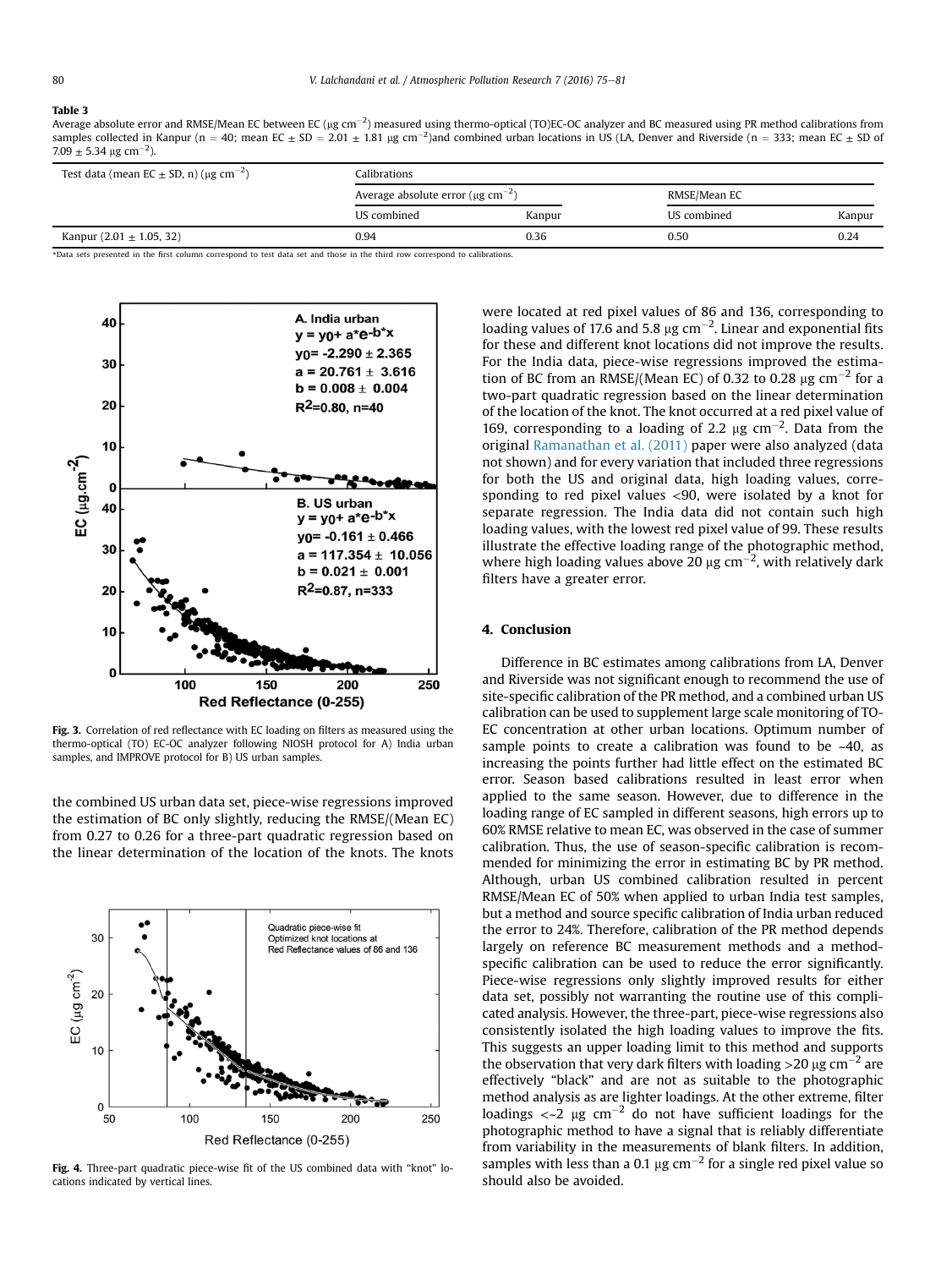**Table 3**
Average absolute error and RMSE/Mean EC between EC (μg cm$^{-2}$) measured using thermo-optical (TO)EC-OC analyzer and BC measured using PR method calibrations from samples collected in Kanpur (n = 40; mean EC ± SD = 2.01 ± 1.81 μg cm$^{-2}$)and combined urban locations in US (LA, Denver and Riverside (n = 333; mean EC ± SD of 7.09 ± 5.34 μg cm$^{-2}$).

| Test data (mean EC ± SD, n) (μg cm$^{-2}$) | Calibrations | | | |
|---|---|---|---|---|
| | Average absolute error (μg cm$^{-2}$) | | RMSE/Mean EC | |
| | US combined | Kanpur | US combined | Kanpur |
| Kanpur (2.01 ± 1.05, 32) | 0.94 | 0.36 | 0.50 | 0.24 |

*Data sets presented in the first column correspond to test data set and those in the third row correspond to calibrations.

Fig. 3. Correlation of red reflectance with EC loading on filters as measured using the thermo-optical (TO) EC-OC analyzer following NIOSH protocol for A) India urban samples, and IMPROVE protocol for B) US urban samples.

the combined US urban data set, piece-wise regressions improved the estimation of BC only slightly, reducing the RMSE/(Mean EC) from 0.27 to 0.26 for a three-part quadratic regression based on the linear determination of the location of the knots. The knots were located at red pixel values of 86 and 136, corresponding to loading values of 17.6 and 5.8 μg cm$^{-2}$. Linear and exponential fits for these and different knot locations did not improve the results. For the India data, piece-wise regressions improved the estimation of BC from an RMSE/(Mean EC) of 0.32 to 0.28 μg cm$^{-2}$ for a two-part quadratic regression based on the linear determination of the location of the knot. The knot occurred at a red pixel value of 169, corresponding to a loading of 2.2 μg cm$^{-2}$. Data from the original Ramanathan et al. (2011) paper were also analyzed (data not shown) and for every variation that included three regressions for both the US and original data, high loading values, corresponding to red pixel values <90, were isolated by a knot for separate regression. The India data did not contain such high loading values, with the lowest red pixel value of 99. These results illustrate the effective loading range of the photographic method, where high loading values above 20 μg cm$^{-2}$, with relatively dark filters have a greater error.

Fig. 4. Three-part quadratic piece-wise fit of the US combined data with "knot" locations indicated by vertical lines.

## 4. Conclusion

Difference in BC estimates among calibrations from LA, Denver and Riverside was not significant enough to recommend the use of site-specific calibration of the PR method, and a combined urban US calibration can be used to supplement large scale monitoring of TO-EC concentration at other urban locations. Optimum number of sample points to create a calibration was found to be ~40, as increasing the points further had little effect on the estimated BC error. Season based calibrations resulted in least error when applied to the same season. However, due to difference in the loading range of EC sampled in different seasons, high errors up to 60% RMSE relative to mean EC, was observed in the case of summer calibration. Thus, the use of season-specific calibration is recommended for minimizing the error in estimating BC by PR method. Although, urban US combined calibration resulted in percent RMSE/Mean EC of 50% when applied to urban India test samples, but a method and source specific calibration of India urban reduced the error to 24%. Therefore, calibration of the PR method depends largely on reference BC measurement methods and a method-specific calibration can be used to reduce the error significantly. Piece-wise regressions only slightly improved results for either data set, possibly not warranting the routine use of this complicated analysis. However, the three-part, piece-wise regressions also consistently isolated the high loading values to improve the fits. This suggests an upper loading limit to this method and supports the observation that very dark filters with loading >20 μg cm$^{-2}$ are effectively "black" and are not as suitable to the photographic method analysis as are lighter loadings. At the other extreme, filter loadings <~2 μg cm$^{-2}$ do not have sufficient loadings for the photographic method to have a signal that is reliably differentiate from variability in the measurements of blank filters. In addition, samples with less than a 0.1 μg cm$^{-2}$ for a single red pixel value so should also be avoided.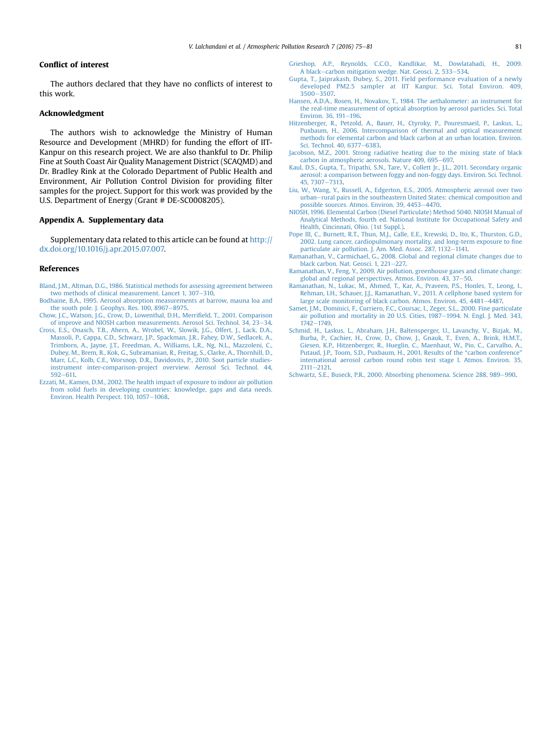## Conflict of interest

The authors declared that they have no conflicts of interest to this work.

## Acknowledgment

The authors wish to acknowledge the Ministry of Human Resource and Development (MHRD) for funding the effort of IIT-Kanpur on this research project. We are also thankful to Dr. Philip Fine at South Coast Air Quality Management District (SCAQMD) and Dr. Bradley Rink at the Colorado Department of Public Health and Environment, Air Pollution Control Division for providing filter samples for the project. Support for this work was provided by the U.S. Department of Energy (Grant # DE-SC0008205).

## Appendix A. Supplementary data

Supplementary data related to this article can be found at http://dx.doi.org/10.1016/j.apr.2015.07.007.

## References

Bland, J.M., Altman, D.G., 1986. Statistical methods for assessing agreement between two methods of clinical measurement. Lancet 1, 307–310.

Bodhaine, B.A., 1995. Aerosol absorption measurements at barrow, mauna loa and the south pole. J. Geophys. Res. 100, 8967–8975.

Chow, J.C., Watson, J.G., Crow, D., Lowenthal, D.H., Merrifield, T., 2001. Comparison of improve and NIOSH carbon measurements. Aerosol Sci. Technol. 34, 23–34.

Cross, E.S., Onasch, T.B., Ahern, A., Wrobel, W., Slowik, J.G., Olfert, J., Lack, D.A., Massoli, P., Cappa, C.D., Schwarz, J.P., Spackman, J.R., Fahey, D.W., Sedlacek, A., Trimborn, A., Jayne, J.T., Freedman, A., Williams, L.R., Ng, N.L., Mazzoleni, C., Dubey, M., Brem, B., Kok, G., Subramanian, R., Freitag, S., Clarke, A., Thornhill, D., Marr, L.C., Kolb, C.E., Worsnop, D.R., Davidovits, P., 2010. Soot particle studies-instrument inter-comparison-project overview. Aerosol Sci. Technol. 44, 592–611.

Ezzati, M., Kamen, D.M., 2002. The health impact of exposure to indoor air pollution from solid fuels in developing countries: knowledge, gaps and data needs. Environ. Health Perspect. 110, 1057–1068.

Grieshop, A.P., Reynolds, C.C.O., Kandlikar, M., Dowlatabadi, H., 2009. A black–carbon mitigation wedge. Nat. Geosci. 2, 533–534.

Gupta, T., Jaiprakash, Dubey, S., 2011. Field performance evaluation of a newly developed PM2.5 sampler at IIT Kanpur. Sci. Total Environ. 409, 3500–3507.

Hansen, A.D.A., Rosen, H., Novakov, T., 1984. The aethalometer: an instrument for the real-time measurement of optical absorption by aerosol particles. Sci. Total Environ. 36, 191–196.

Hitzenberger, R., Petzold, A., Bauer, H., Ctyroky, P., Pouresmaeil, P., Laskus, L., Puxbaum, H., 2006. Intercomparison of thermal and optical measurement methods for elemental carbon and black carbon at an urban location. Environ. Sci. Technol. 40, 6377–6383.

Jacobson, M.Z., 2001. Strong radiative heating due to the mixing state of black carbon in atmospheric aerosols. Nature 409, 695–697.

Kaul, D.S., Gupta, T., Tripathi, S.N., Tare, V., Collett Jr., J.L., 2011. Secondary organic aerosol: a comparison between foggy and non-foggy days. Environ. Sci. Technol. 45, 7307–7313.

Liu, W., Wang, Y., Russell, A., Edgerton, E.S., 2005. Atmospheric aerosol over two urban–rural pairs in the southeastern United States: chemical composition and possible sources. Atmos. Environ. 39, 4453–4470.

NIOSH, 1996. Elemental Carbon (Diesel Particulate) Method 5040. NIOSH Manual of Analytical Methods, fourth ed. National Institute for Occupational Safety and Health, Cincinnati, Ohio. (1st Suppl.).

Pope III, C., Burnett, R.T., Thun, M.J., Calle, E.E., Krewski, D., Ito, K., Thurston, G.D., 2002. Lung cancer, cardiopulmonary mortality, and long-term exposure to fine particulate air pollution. J. Am. Med. Assoc. 287, 1132–1141.

Ramanathan, V., Carmichael, G., 2008. Global and regional climate changes due to black carbon. Nat. Geosci. 1, 221–227.

Ramanathan, V., Feng, Y., 2009. Air pollution, greenhouse gases and climate change: global and regional perspectives. Atmos. Environ. 43, 37–50.

Ramanathan, N., Lukac, M., Ahmed, T., Kar, A., Praveen, P.S., Honles, T., Leong, I., Rehman, I.H., Schauer, J.J., Ramanathan, V., 2011. A cellphone based system for large scale monitoring of black carbon. Atmos. Environ. 45, 4481–4487.

Samet, J.M., Dominici, F., Curriero, F.C., Coursac, I., Zeger, S.L., 2000. Fine particulate air pollution and mortality in 20 U.S. Cities, 1987–1994. N. Engl. J. Med. 343, 1742–1749.

Schmid, H., Laskus, L., Abraham, J.H., Baltensperger, U., Lavanchy, V., Bizjak, M., Burba, P., Cachier, H., Crow, D., Chow, J., Gnauk, T., Even, A., Brink, H.M.T., Giesen, K.P., Hitzenberger, R., Hueglin, C., Maenhaut, W., Pio, C., Carvalho, A., Putaud, J.P., Toom, S.D., Puxbaum, H., 2001. Results of the "carbon conference" international aerosol carbon round robin test stage I. Atmos. Environ. 35, 2111–2121.

Schwartz, S.E., Buseck, P.R., 2000. Absorbing phenomena. Science 288, 989–990.